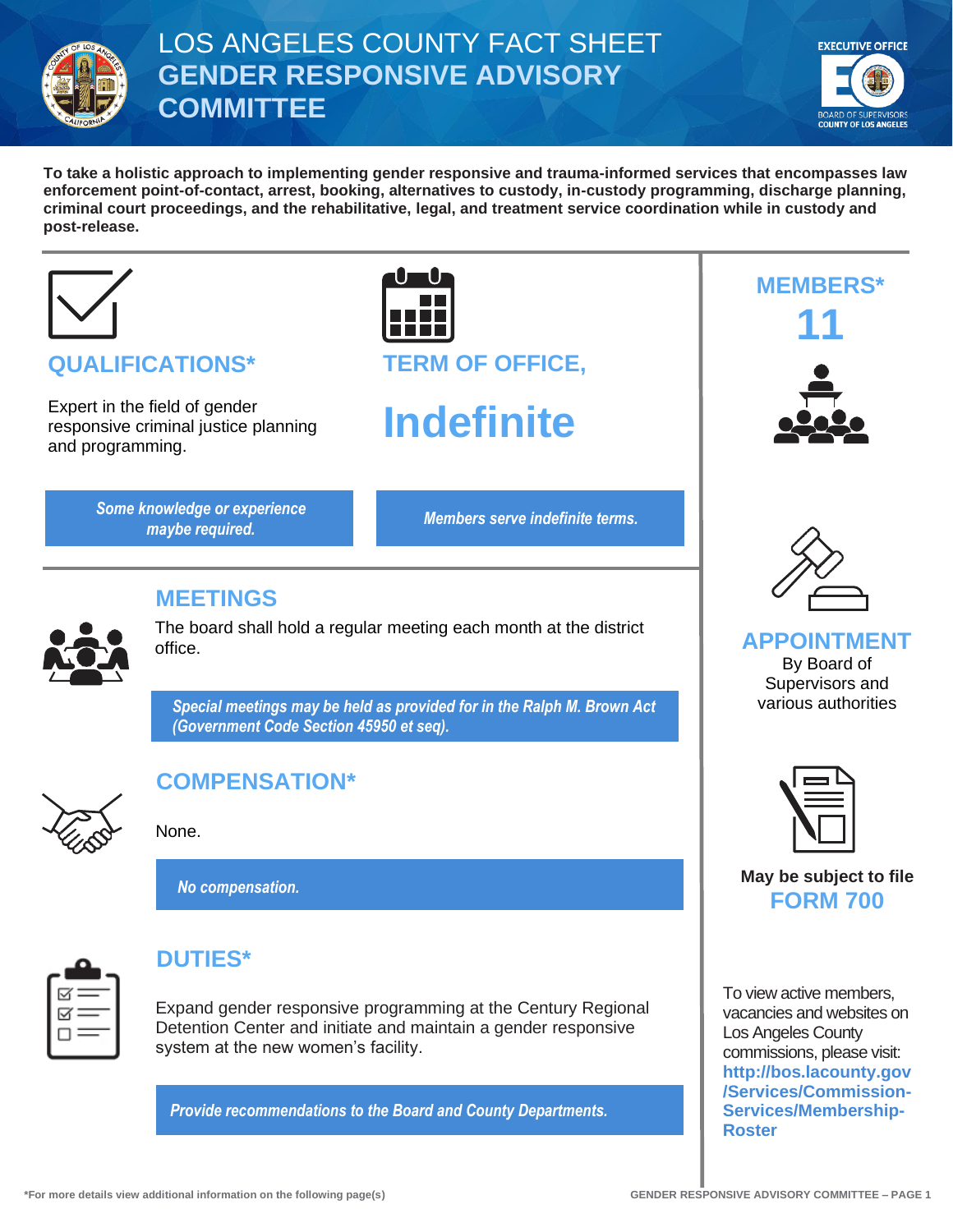# LOS ANGELES COUNTY FACT SHEET
# GENDER RESPONSIVE ADVISORY COMMITTEE

EXECUTIVE OFFICE
BOARD OF SUPERVISORS
COUNTY OF LOS ANGELES

**To take a holistic approach to implementing gender responsive and trauma-informed services that encompasses law enforcement point-of-contact, arrest, booking, alternatives to custody, in-custody programming, discharge planning, criminal court proceedings, and the rehabilitative, legal, and treatment service coordination while in custody and post-release.**

## QUALIFICATIONS*

Expert in the field of gender responsive criminal justice planning and programming.

*Some knowledge or experience maybe required.*

## TERM OF OFFICE,

# Indefinite

*Members serve indefinite terms.*

## MEMBERS*

# 11

## APPOINTMENT

By Board of Supervisors and various authorities

## MEETINGS

The board shall hold a regular meeting each month at the district office.

*Special meetings may be held as provided for in the Ralph M. Brown Act (Government Code Section 45950 et seq).*

## COMPENSATION*

None.

*No compensation.*

**May be subject to file**
## FORM 700

## DUTIES*

Expand gender responsive programming at the Century Regional Detention Center and initiate and maintain a gender responsive system at the new women's facility.

*Provide recommendations to the Board and County Departments.*

To view active members, vacancies and websites on Los Angeles County commissions, please visit: **http://bos.lacounty.gov/Services/Commission-Services/Membership-Roster**

***For more details view additional information on the following page(s)**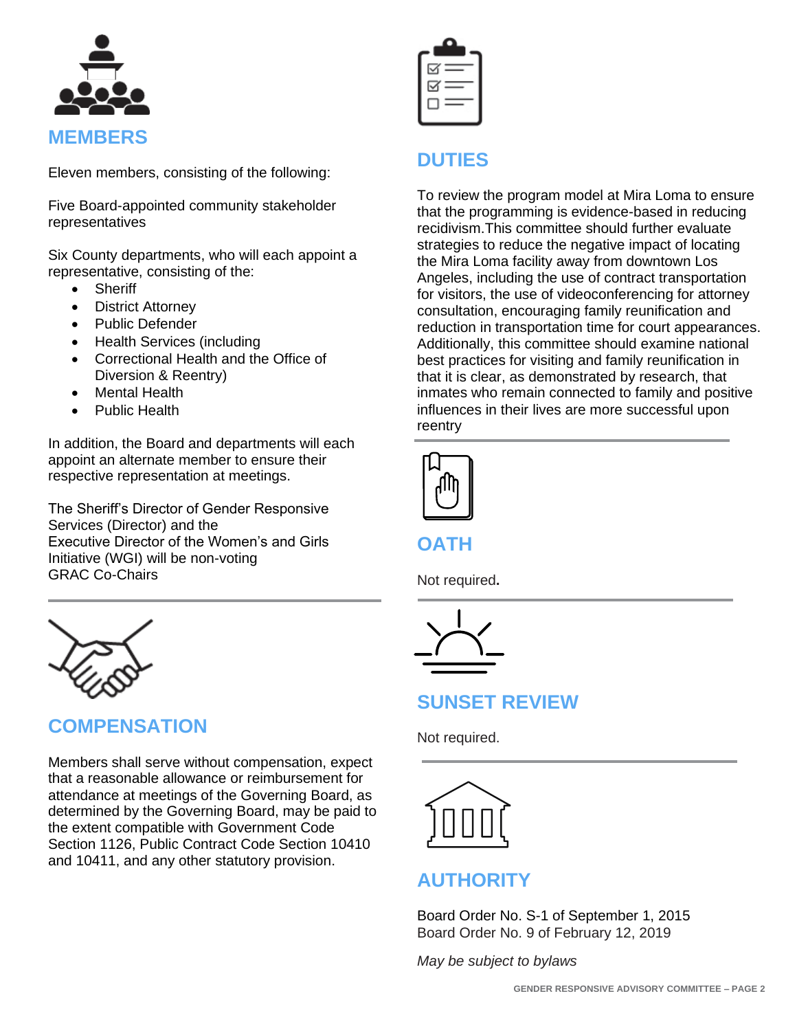## MEMBERS

Eleven members, consisting of the following:

Five Board-appointed community stakeholder representatives

Six County departments, who will each appoint a representative, consisting of the:

- Sheriff
- District Attorney
- Public Defender
- Health Services (including
- Correctional Health and the Office of Diversion & Reentry)
- Mental Health
- Public Health

In addition, the Board and departments will each appoint an alternate member to ensure their respective representation at meetings.

The Sheriff's Director of Gender Responsive Services (Director) and the Executive Director of the Women's and Girls Initiative (WGI) will be non-voting GRAC Co-Chairs

## COMPENSATION

Members shall serve without compensation, expect that a reasonable allowance or reimbursement for attendance at meetings of the Governing Board, as determined by the Governing Board, may be paid to the extent compatible with Government Code Section 1126, Public Contract Code Section 10410 and 10411, and any other statutory provision.

## DUTIES

To review the program model at Mira Loma to ensure that the programming is evidence-based in reducing recidivism.This committee should further evaluate strategies to reduce the negative impact of locating the Mira Loma facility away from downtown Los Angeles, including the use of contract transportation for visitors, the use of videoconferencing for attorney consultation, encouraging family reunification and reduction in transportation time for court appearances. Additionally, this committee should examine national best practices for visiting and family reunification in that it is clear, as demonstrated by research, that inmates who remain connected to family and positive influences in their lives are more successful upon reentry

## OATH

Not required**.**

## SUNSET REVIEW

Not required.

## AUTHORITY

Board Order No. S-1 of September 1, 2015
Board Order No. 9 of February 12, 2019

*May be subject to bylaws*